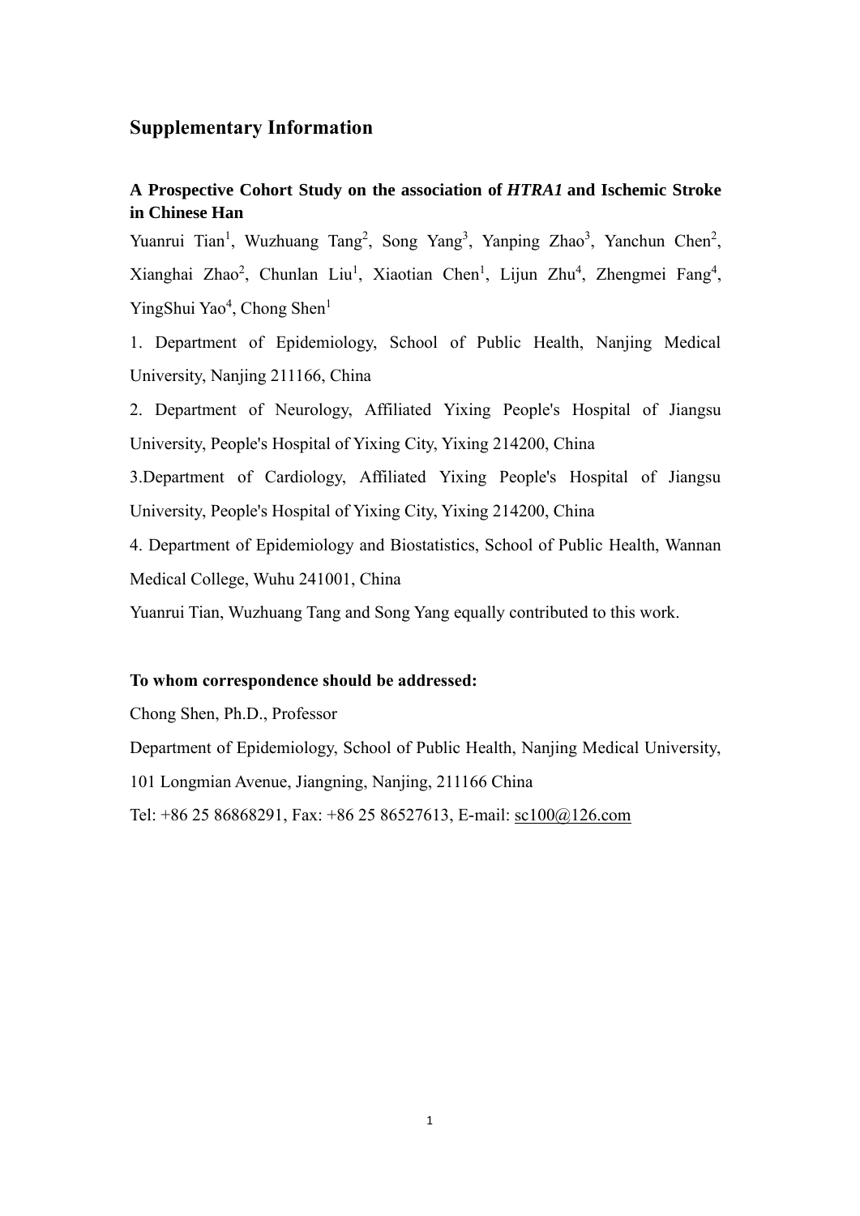# Supplementary Information

## A Prospective Cohort Study on the association of *HTRA1* and Ischemic Stroke in Chinese Han

Yuanrui Tian[1], Wuzhuang Tang[2], Song Yang[3], Yanping Zhao[3], Yanchun Chen[2], Xianghai Zhao[2], Chunlan Liu[1], Xiaotian Chen[1], Lijun Zhu[4], Zhengmei Fang[4], YingShui Yao[4], Chong Shen[1]

1. Department of Epidemiology, School of Public Health, Nanjing Medical University, Nanjing 211166, China

2. Department of Neurology, Affiliated Yixing People's Hospital of Jiangsu University, People's Hospital of Yixing City, Yixing 214200, China

3. Department of Cardiology, Affiliated Yixing People's Hospital of Jiangsu University, People's Hospital of Yixing City, Yixing 214200, China

4. Department of Epidemiology and Biostatistics, School of Public Health, Wannan Medical College, Wuhu 241001, China

Yuanrui Tian, Wuzhuang Tang and Song Yang equally contributed to this work.

**To whom correspondence should be addressed:**

Chong Shen, Ph.D., Professor

Department of Epidemiology, School of Public Health, Nanjing Medical University, 101 Longmian Avenue, Jiangning, Nanjing, 211166 China

Tel: +86 25 86868291, Fax: +86 25 86527613, E-mail: sc100@126.com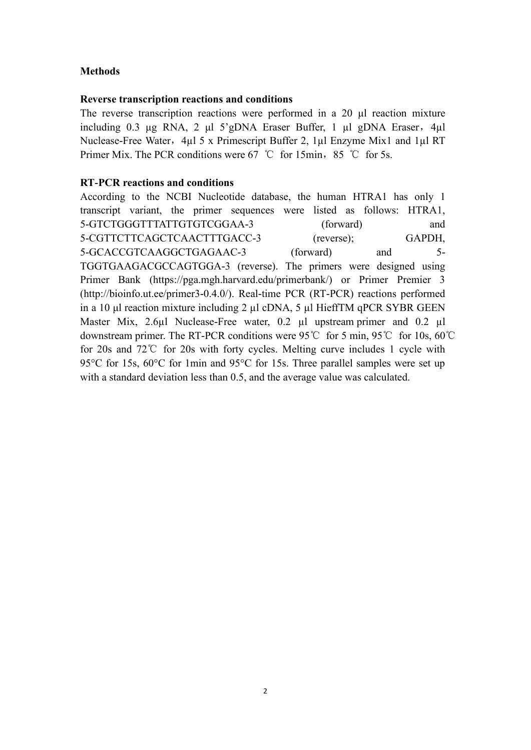**Methods**

**Reverse transcription reactions and conditions**

The reverse transcription reactions were performed in a 20 µl reaction mixture including 0.3 µg RNA, 2 µl 5'gDNA Eraser Buffer, 1 µl gDNA Eraser，4µl Nuclease-Free Water，4µl 5 x Primescript Buffer 2, 1µl Enzyme Mix1 and 1µl RT Primer Mix. The PCR conditions were 67 ℃ for 15min，85 ℃ for 5s.

**RT-PCR reactions and conditions**

According to the NCBI Nucleotide database, the human HTRA1 has only 1 transcript variant, the primer sequences were listed as follows: HTRA1, 5-GTCTGGGTTTATTGTGTCGGAA-3 (forward) and 5-CGTTCTTCAGCTCAACTTTGACC-3 (reverse); GAPDH, 5-GCACCGTCAAGGCTGAGAAC-3 (forward) and 5-TGGTGAAGACGCCAGTGGA-3 (reverse). The primers were designed using Primer Bank (https://pga.mgh.harvard.edu/primerbank/) or Primer Premier 3 (http://bioinfo.ut.ee/primer3-0.4.0/). Real-time PCR (RT-PCR) reactions performed in a 10 µl reaction mixture including 2 µl cDNA, 5 µl HieffTM qPCR SYBR GEEN Master Mix, 2.6µl Nuclease-Free water, 0.2 µl upstream primer and 0.2 µl downstream primer. The RT-PCR conditions were 95℃ for 5 min, 95℃ for 10s, 60℃ for 20s and 72℃ for 20s with forty cycles. Melting curve includes 1 cycle with 95°C for 15s, 60°C for 1min and 95°C for 15s. Three parallel samples were set up with a standard deviation less than 0.5, and the average value was calculated.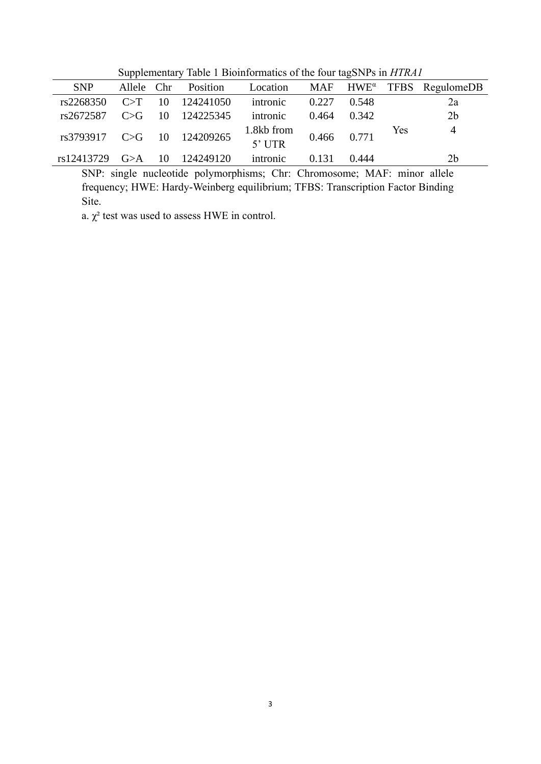Supplementary Table 1 Bioinformatics of the four tagSNPs in *HTRA1*

| SNP | Allele | Chr | Position | Location | MAF | HWE[a] | TFBS | RegulomeDB |
|---|---|---|---|---|---|---|---|---|
| rs2268350 | C>T | 10 | 124241050 | intronic | 0.227 | 0.548 | | 2a |
| rs2672587 | C>G | 10 | 124225345 | intronic | 0.464 | 0.342 | | 2b |
| rs3793917 | C>G | 10 | 124209265 | 1.8kb from 5' UTR | 0.466 | 0.771 | Yes | 4 |
| rs12413729 | G>A | 10 | 124249120 | intronic | 0.131 | 0.444 | | 2b |

SNP: single nucleotide polymorphisms; Chr: Chromosome; MAF: minor allele frequency; HWE: Hardy-Weinberg equilibrium; TFBS: Transcription Factor Binding Site.

a. $\chi^2$ test was used to assess HWE in control.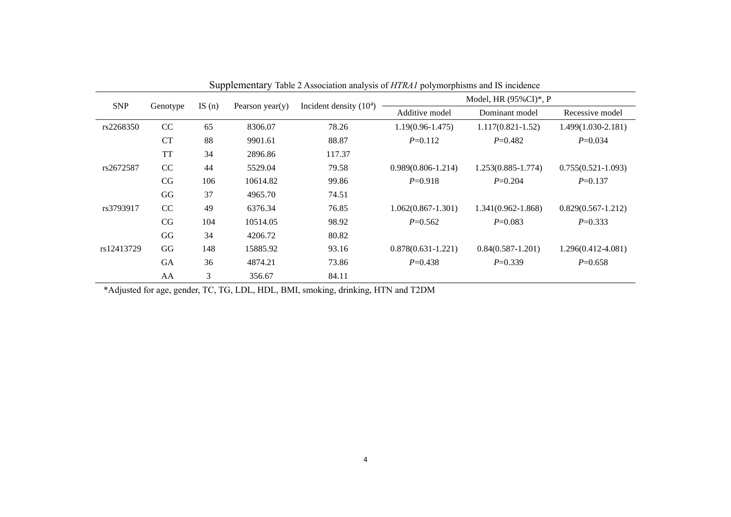Supplementary Table 2 Association analysis of *HTRA1* polymorphisms and IS incidence

| SNP | Genotype | IS (n) | Pearson year(y) | Incident density ($10^4$) | Model, HR (95%CI)*, P | | |
|---|---|---|---|---|---|---|---|
| | | | | | Additive model | Dominant model | Recessive model |
| rs2268350 | CC | 65 | 8306.07 | 78.26 | 1.19(0.96-1.475) | 1.117(0.821-1.52) | 1.499(1.030-2.181) |
| | CT | 88 | 9901.61 | 88.87 | *P*=0.112 | *P*=0.482 | *P*=0.034 |
| | TT | 34 | 2896.86 | 117.37 | | | |
| rs2672587 | CC | 44 | 5529.04 | 79.58 | 0.989(0.806-1.214) | 1.253(0.885-1.774) | 0.755(0.521-1.093) |
| | CG | 106 | 10614.82 | 99.86 | *P*=0.918 | *P*=0.204 | *P*=0.137 |
| | GG | 37 | 4965.70 | 74.51 | | | |
| rs3793917 | CC | 49 | 6376.34 | 76.85 | 1.062(0.867-1.301) | 1.341(0.962-1.868) | 0.829(0.567-1.212) |
| | CG | 104 | 10514.05 | 98.92 | *P*=0.562 | *P*=0.083 | *P*=0.333 |
| | GG | 34 | 4206.72 | 80.82 | | | |
| rs12413729 | GG | 148 | 15885.92 | 93.16 | 0.878(0.631-1.221) | 0.84(0.587-1.201) | 1.296(0.412-4.081) |
| | GA | 36 | 4874.21 | 73.86 | *P*=0.438 | *P*=0.339 | *P*=0.658 |
| | AA | 3 | 356.67 | 84.11 | | | |

*Adjusted for age, gender, TC, TG, LDL, HDL, BMI, smoking, drinking, HTN and T2DM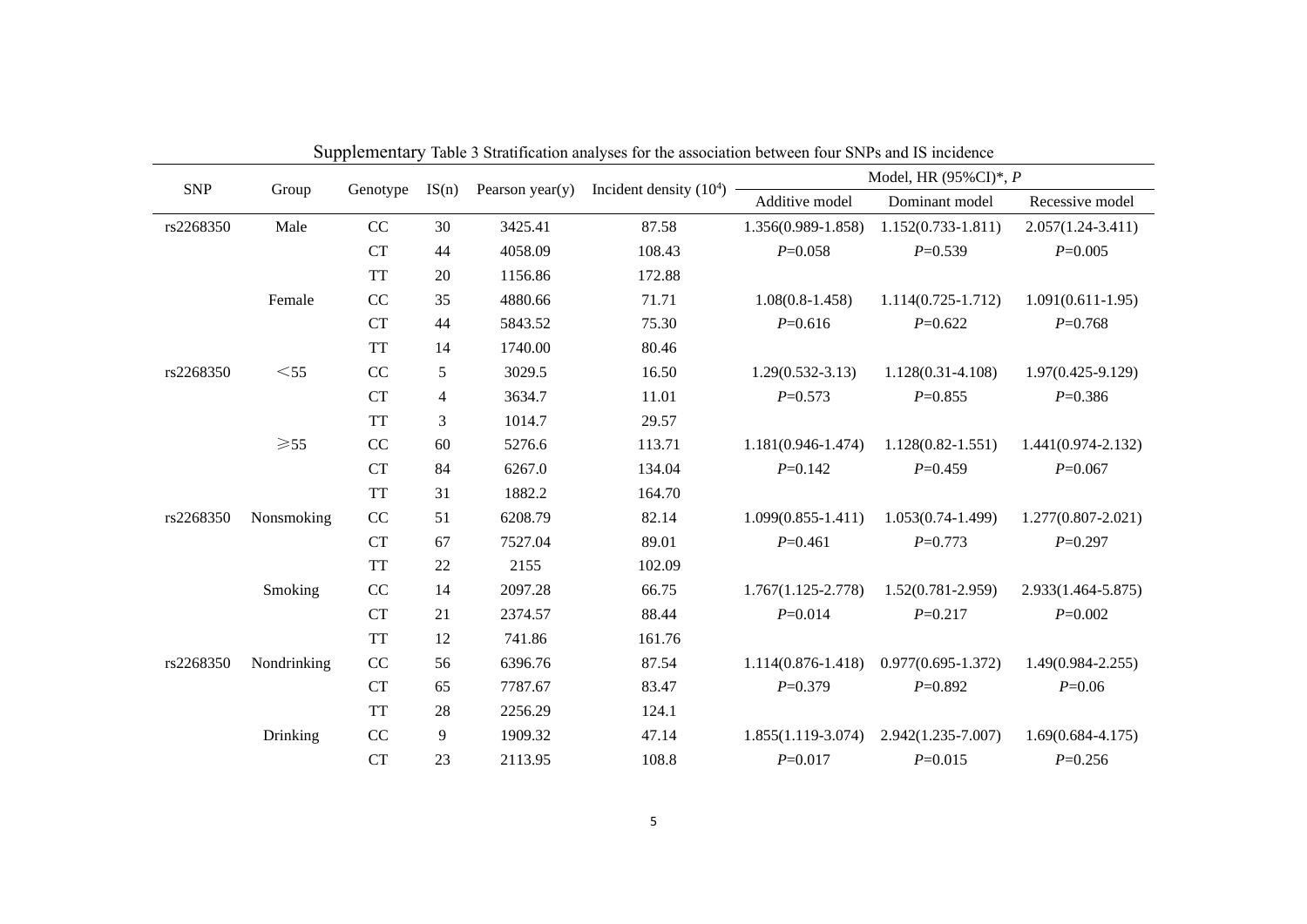Supplementary Table 3 Stratification analyses for the association between four SNPs and IS incidence

| SNP | Group | Genotype | IS(n) | Pearson year(y) | Incident density ($10^4$) | Model, HR (95%CI)*, *P* | | |
|---|---|---|---|---|---|---|---|---|
| | | | | | | Additive model | Dominant model | Recessive model |
| rs2268350 | Male | CC | 30 | 3425.41 | 87.58 | 1.356(0.989-1.858) | 1.152(0.733-1.811) | 2.057(1.24-3.411) |
| | | CT | 44 | 4058.09 | 108.43 | *P*=0.058 | *P*=0.539 | *P*=0.005 |
| | | TT | 20 | 1156.86 | 172.88 | | | |
| | Female | CC | 35 | 4880.66 | 71.71 | 1.08(0.8-1.458) | 1.114(0.725-1.712) | 1.091(0.611-1.95) |
| | | CT | 44 | 5843.52 | 75.30 | *P*=0.616 | *P*=0.622 | *P*=0.768 |
| | | TT | 14 | 1740.00 | 80.46 | | | |
| rs2268350 | ＜55 | CC | 5 | 3029.5 | 16.50 | 1.29(0.532-3.13) | 1.128(0.31-4.108) | 1.97(0.425-9.129) |
| | | CT | 4 | 3634.7 | 11.01 | *P*=0.573 | *P*=0.855 | *P*=0.386 |
| | | TT | 3 | 1014.7 | 29.57 | | | |
| | ⩾55 | CC | 60 | 5276.6 | 113.71 | 1.181(0.946-1.474) | 1.128(0.82-1.551) | 1.441(0.974-2.132) |
| | | CT | 84 | 6267.0 | 134.04 | *P*=0.142 | *P*=0.459 | *P*=0.067 |
| | | TT | 31 | 1882.2 | 164.70 | | | |
| rs2268350 | Nonsmoking | CC | 51 | 6208.79 | 82.14 | 1.099(0.855-1.411) | 1.053(0.74-1.499) | 1.277(0.807-2.021) |
| | | CT | 67 | 7527.04 | 89.01 | *P*=0.461 | *P*=0.773 | *P*=0.297 |
| | | TT | 22 | 2155 | 102.09 | | | |
| | Smoking | CC | 14 | 2097.28 | 66.75 | 1.767(1.125-2.778) | 1.52(0.781-2.959) | 2.933(1.464-5.875) |
| | | CT | 21 | 2374.57 | 88.44 | *P*=0.014 | *P*=0.217 | *P*=0.002 |
| | | TT | 12 | 741.86 | 161.76 | | | |
| rs2268350 | Nondrinking | CC | 56 | 6396.76 | 87.54 | 1.114(0.876-1.418) | 0.977(0.695-1.372) | 1.49(0.984-2.255) |
| | | CT | 65 | 7787.67 | 83.47 | *P*=0.379 | *P*=0.892 | *P*=0.06 |
| | | TT | 28 | 2256.29 | 124.1 | | | |
| | Drinking | CC | 9 | 1909.32 | 47.14 | 1.855(1.119-3.074) | 2.942(1.235-7.007) | 1.69(0.684-4.175) |
| | | CT | 23 | 2113.95 | 108.8 | *P*=0.017 | *P*=0.015 | *P*=0.256 |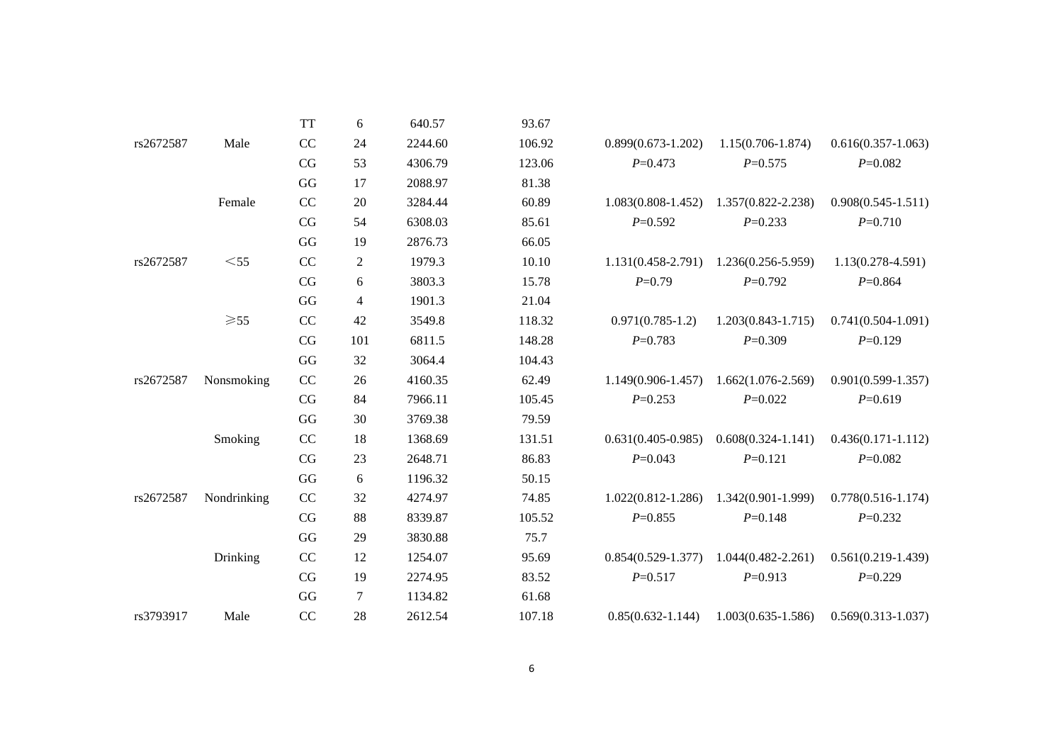|  |  |  |  |  |  |  |  |  |
|---|---|---|---|---|---|---|---|---|
|  |  | TT | 6 | 640.57 | 93.67 |  |  |  |
| rs2672587 | Male | CC | 24 | 2244.60 | 106.92 | 0.899(0.673-1.202) | 1.15(0.706-1.874) | 0.616(0.357-1.063) |
|  |  | CG | 53 | 4306.79 | 123.06 | *P*=0.473 | *P*=0.575 | *P*=0.082 |
|  |  | GG | 17 | 2088.97 | 81.38 |  |  |  |
|  | Female | CC | 20 | 3284.44 | 60.89 | 1.083(0.808-1.452) | 1.357(0.822-2.238) | 0.908(0.545-1.511) |
|  |  | CG | 54 | 6308.03 | 85.61 | *P*=0.592 | *P*=0.233 | *P*=0.710 |
|  |  | GG | 19 | 2876.73 | 66.05 |  |  |  |
| rs2672587 | ＜55 | CC | 2 | 1979.3 | 10.10 | 1.131(0.458-2.791) | 1.236(0.256-5.959) | 1.13(0.278-4.591) |
|  |  | CG | 6 | 3803.3 | 15.78 | *P*=0.79 | *P*=0.792 | *P*=0.864 |
|  |  | GG | 4 | 1901.3 | 21.04 |  |  |  |
|  | ≥55 | CC | 42 | 3549.8 | 118.32 | 0.971(0.785-1.2) | 1.203(0.843-1.715) | 0.741(0.504-1.091) |
|  |  | CG | 101 | 6811.5 | 148.28 | *P*=0.783 | *P*=0.309 | *P*=0.129 |
|  |  | GG | 32 | 3064.4 | 104.43 |  |  |  |
| rs2672587 | Nonsmoking | CC | 26 | 4160.35 | 62.49 | 1.149(0.906-1.457) | 1.662(1.076-2.569) | 0.901(0.599-1.357) |
|  |  | CG | 84 | 7966.11 | 105.45 | *P*=0.253 | *P*=0.022 | *P*=0.619 |
|  |  | GG | 30 | 3769.38 | 79.59 |  |  |  |
|  | Smoking | CC | 18 | 1368.69 | 131.51 | 0.631(0.405-0.985) | 0.608(0.324-1.141) | 0.436(0.171-1.112) |
|  |  | CG | 23 | 2648.71 | 86.83 | *P*=0.043 | *P*=0.121 | *P*=0.082 |
|  |  | GG | 6 | 1196.32 | 50.15 |  |  |  |
| rs2672587 | Nondrinking | CC | 32 | 4274.97 | 74.85 | 1.022(0.812-1.286) | 1.342(0.901-1.999) | 0.778(0.516-1.174) |
|  |  | CG | 88 | 8339.87 | 105.52 | *P*=0.855 | *P*=0.148 | *P*=0.232 |
|  |  | GG | 29 | 3830.88 | 75.7 |  |  |  |
|  | Drinking | CC | 12 | 1254.07 | 95.69 | 0.854(0.529-1.377) | 1.044(0.482-2.261) | 0.561(0.219-1.439) |
|  |  | CG | 19 | 2274.95 | 83.52 | *P*=0.517 | *P*=0.913 | *P*=0.229 |
|  |  | GG | 7 | 1134.82 | 61.68 |  |  |  |
| rs3793917 | Male | CC | 28 | 2612.54 | 107.18 | 0.85(0.632-1.144) | 1.003(0.635-1.586) | 0.569(0.313-1.037) |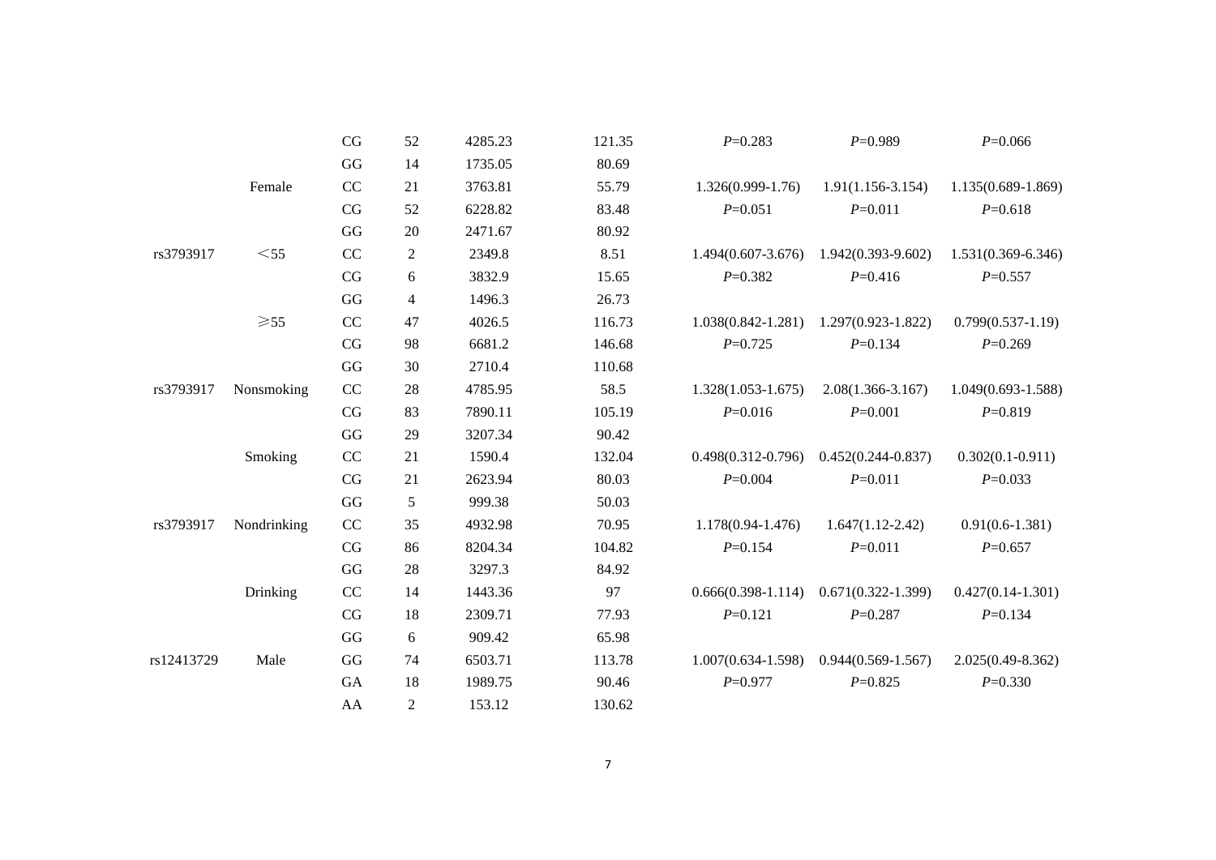|  |  |  |  |  |  |  |  |  |
|---|---|---|---|---|---|---|---|---|
|  |  | CG | 52 | 4285.23 | 121.35 | *P*=0.283 | *P*=0.989 | *P*=0.066 |
|  |  | GG | 14 | 1735.05 | 80.69 |  |  |  |
|  | Female | CC | 21 | 3763.81 | 55.79 | 1.326(0.999-1.76) | 1.91(1.156-3.154) | 1.135(0.689-1.869) |
|  |  | CG | 52 | 6228.82 | 83.48 | *P*=0.051 | *P*=0.011 | *P*=0.618 |
|  |  | GG | 20 | 2471.67 | 80.92 |  |  |  |
| rs3793917 | ＜55 | CC | 2 | 2349.8 | 8.51 | 1.494(0.607-3.676) | 1.942(0.393-9.602) | 1.531(0.369-6.346) |
|  |  | CG | 6 | 3832.9 | 15.65 | *P*=0.382 | *P*=0.416 | *P*=0.557 |
|  |  | GG | 4 | 1496.3 | 26.73 |  |  |  |
|  | ≥55 | CC | 47 | 4026.5 | 116.73 | 1.038(0.842-1.281) | 1.297(0.923-1.822) | 0.799(0.537-1.19) |
|  |  | CG | 98 | 6681.2 | 146.68 | *P*=0.725 | *P*=0.134 | *P*=0.269 |
|  |  | GG | 30 | 2710.4 | 110.68 |  |  |  |
| rs3793917 | Nonsmoking | CC | 28 | 4785.95 | 58.5 | 1.328(1.053-1.675) | 2.08(1.366-3.167) | 1.049(0.693-1.588) |
|  |  | CG | 83 | 7890.11 | 105.19 | *P*=0.016 | *P*=0.001 | *P*=0.819 |
|  |  | GG | 29 | 3207.34 | 90.42 |  |  |  |
|  | Smoking | CC | 21 | 1590.4 | 132.04 | 0.498(0.312-0.796) | 0.452(0.244-0.837) | 0.302(0.1-0.911) |
|  |  | CG | 21 | 2623.94 | 80.03 | *P*=0.004 | *P*=0.011 | *P*=0.033 |
|  |  | GG | 5 | 999.38 | 50.03 |  |  |  |
| rs3793917 | Nondrinking | CC | 35 | 4932.98 | 70.95 | 1.178(0.94-1.476) | 1.647(1.12-2.42) | 0.91(0.6-1.381) |
|  |  | CG | 86 | 8204.34 | 104.82 | *P*=0.154 | *P*=0.011 | *P*=0.657 |
|  |  | GG | 28 | 3297.3 | 84.92 |  |  |  |
|  | Drinking | CC | 14 | 1443.36 | 97 | 0.666(0.398-1.114) | 0.671(0.322-1.399) | 0.427(0.14-1.301) |
|  |  | CG | 18 | 2309.71 | 77.93 | *P*=0.121 | *P*=0.287 | *P*=0.134 |
|  |  | GG | 6 | 909.42 | 65.98 |  |  |  |
| rs12413729 | Male | GG | 74 | 6503.71 | 113.78 | 1.007(0.634-1.598) | 0.944(0.569-1.567) | 2.025(0.49-8.362) |
|  |  | GA | 18 | 1989.75 | 90.46 | *P*=0.977 | *P*=0.825 | *P*=0.330 |
|  |  | AA | 2 | 153.12 | 130.62 |  |  |  |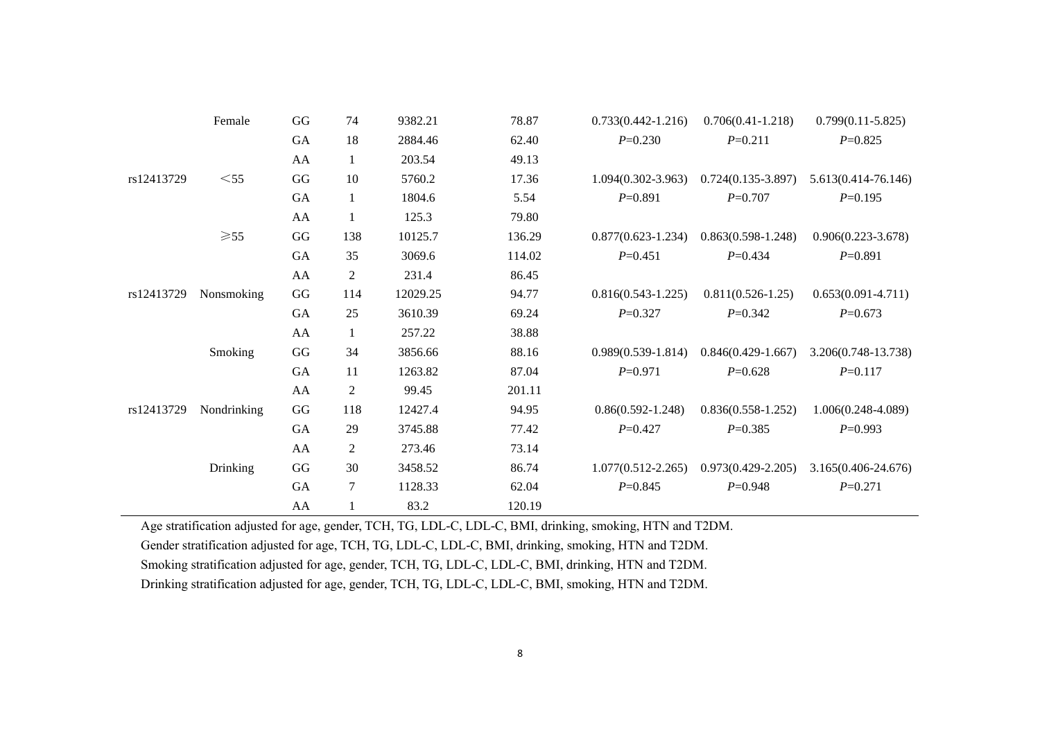| | | | | | | | | |
|---|---|---|---|---|---|---|---|---|
| | Female | GG | 74 | 9382.21 | 78.87 | 0.733(0.442-1.216) | 0.706(0.41-1.218) | 0.799(0.11-5.825) |
| | | GA | 18 | 2884.46 | 62.40 | *P*=0.230 | *P*=0.211 | *P*=0.825 |
| | | AA | 1 | 203.54 | 49.13 | | | |
| rs12413729 | ＜55 | GG | 10 | 5760.2 | 17.36 | 1.094(0.302-3.963) | 0.724(0.135-3.897) | 5.613(0.414-76.146) |
| | | GA | 1 | 1804.6 | 5.54 | *P*=0.891 | *P*=0.707 | *P*=0.195 |
| | | AA | 1 | 125.3 | 79.80 | | | |
| | ⩾55 | GG | 138 | 10125.7 | 136.29 | 0.877(0.623-1.234) | 0.863(0.598-1.248) | 0.906(0.223-3.678) |
| | | GA | 35 | 3069.6 | 114.02 | *P*=0.451 | *P*=0.434 | *P*=0.891 |
| | | AA | 2 | 231.4 | 86.45 | | | |
| rs12413729 | Nonsmoking | GG | 114 | 12029.25 | 94.77 | 0.816(0.543-1.225) | 0.811(0.526-1.25) | 0.653(0.091-4.711) |
| | | GA | 25 | 3610.39 | 69.24 | *P*=0.327 | *P*=0.342 | *P*=0.673 |
| | | AA | 1 | 257.22 | 38.88 | | | |
| | Smoking | GG | 34 | 3856.66 | 88.16 | 0.989(0.539-1.814) | 0.846(0.429-1.667) | 3.206(0.748-13.738) |
| | | GA | 11 | 1263.82 | 87.04 | *P*=0.971 | *P*=0.628 | *P*=0.117 |
| | | AA | 2 | 99.45 | 201.11 | | | |
| rs12413729 | Nondrinking | GG | 118 | 12427.4 | 94.95 | 0.86(0.592-1.248) | 0.836(0.558-1.252) | 1.006(0.248-4.089) |
| | | GA | 29 | 3745.88 | 77.42 | *P*=0.427 | *P*=0.385 | *P*=0.993 |
| | | AA | 2 | 273.46 | 73.14 | | | |
| | Drinking | GG | 30 | 3458.52 | 86.74 | 1.077(0.512-2.265) | 0.973(0.429-2.205) | 3.165(0.406-24.676) |
| | | GA | 7 | 1128.33 | 62.04 | *P*=0.845 | *P*=0.948 | *P*=0.271 |
| | | AA | 1 | 83.2 | 120.19 | | | |

Age stratification adjusted for age, gender, TCH, TG, LDL-C, LDL-C, BMI, drinking, smoking, HTN and T2DM.

Gender stratification adjusted for age, TCH, TG, LDL-C, LDL-C, BMI, drinking, smoking, HTN and T2DM.

Smoking stratification adjusted for age, gender, TCH, TG, LDL-C, LDL-C, BMI, drinking, HTN and T2DM.

Drinking stratification adjusted for age, gender, TCH, TG, LDL-C, LDL-C, BMI, smoking, HTN and T2DM.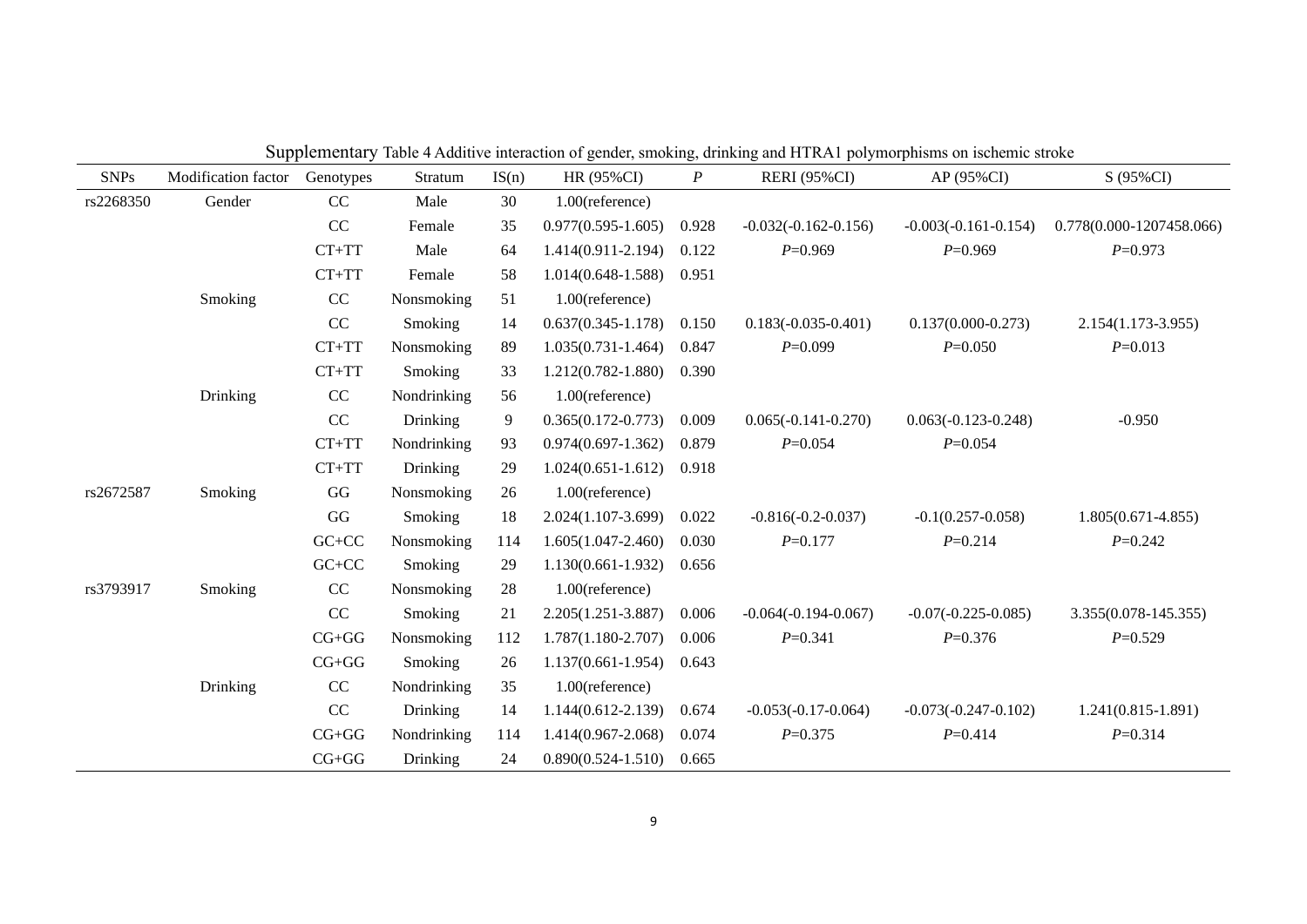Supplementary Table 4 Additive interaction of gender, smoking, drinking and HTRA1 polymorphisms on ischemic stroke

| SNPs | Modification factor | Genotypes | Stratum | IS(n) | HR (95%CI) | *P* | RERI (95%CI) | AP (95%CI) | S (95%CI) |
|---|---|---|---|---|---|---|---|---|---|
| rs2268350 | Gender | CC | Male | 30 | 1.00(reference) | | | | |
| | | CC | Female | 35 | 0.977(0.595-1.605) | 0.928 | -0.032(-0.162-0.156) | -0.003(-0.161-0.154) | 0.778(0.000-1207458.066) |
| | | CT+TT | Male | 64 | 1.414(0.911-2.194) | 0.122 | *P*=0.969 | *P*=0.969 | *P*=0.973 |
| | | CT+TT | Female | 58 | 1.014(0.648-1.588) | 0.951 | | | |
| | Smoking | CC | Nonsmoking | 51 | 1.00(reference) | | | | |
| | | CC | Smoking | 14 | 0.637(0.345-1.178) | 0.150 | 0.183(-0.035-0.401) | 0.137(0.000-0.273) | 2.154(1.173-3.955) |
| | | CT+TT | Nonsmoking | 89 | 1.035(0.731-1.464) | 0.847 | *P*=0.099 | *P*=0.050 | *P*=0.013 |
| | | CT+TT | Smoking | 33 | 1.212(0.782-1.880) | 0.390 | | | |
| | Drinking | CC | Nondrinking | 56 | 1.00(reference) | | | | |
| | | CC | Drinking | 9 | 0.365(0.172-0.773) | 0.009 | 0.065(-0.141-0.270) | 0.063(-0.123-0.248) | -0.950 |
| | | CT+TT | Nondrinking | 93 | 0.974(0.697-1.362) | 0.879 | *P*=0.054 | *P*=0.054 | |
| | | CT+TT | Drinking | 29 | 1.024(0.651-1.612) | 0.918 | | | |
| rs2672587 | Smoking | GG | Nonsmoking | 26 | 1.00(reference) | | | | |
| | | GG | Smoking | 18 | 2.024(1.107-3.699) | 0.022 | -0.816(-0.2-0.037) | -0.1(0.257-0.058) | 1.805(0.671-4.855) |
| | | GC+CC | Nonsmoking | 114 | 1.605(1.047-2.460) | 0.030 | *P*=0.177 | *P*=0.214 | *P*=0.242 |
| | | GC+CC | Smoking | 29 | 1.130(0.661-1.932) | 0.656 | | | |
| rs3793917 | Smoking | CC | Nonsmoking | 28 | 1.00(reference) | | | | |
| | | CC | Smoking | 21 | 2.205(1.251-3.887) | 0.006 | -0.064(-0.194-0.067) | -0.07(-0.225-0.085) | 3.355(0.078-145.355) |
| | | CG+GG | Nonsmoking | 112 | 1.787(1.180-2.707) | 0.006 | *P*=0.341 | *P*=0.376 | *P*=0.529 |
| | | CG+GG | Smoking | 26 | 1.137(0.661-1.954) | 0.643 | | | |
| | Drinking | CC | Nondrinking | 35 | 1.00(reference) | | | | |
| | | CC | Drinking | 14 | 1.144(0.612-2.139) | 0.674 | -0.053(-0.17-0.064) | -0.073(-0.247-0.102) | 1.241(0.815-1.891) |
| | | CG+GG | Nondrinking | 114 | 1.414(0.967-2.068) | 0.074 | *P*=0.375 | *P*=0.414 | *P*=0.314 |
| | | CG+GG | Drinking | 24 | 0.890(0.524-1.510) | 0.665 | | | |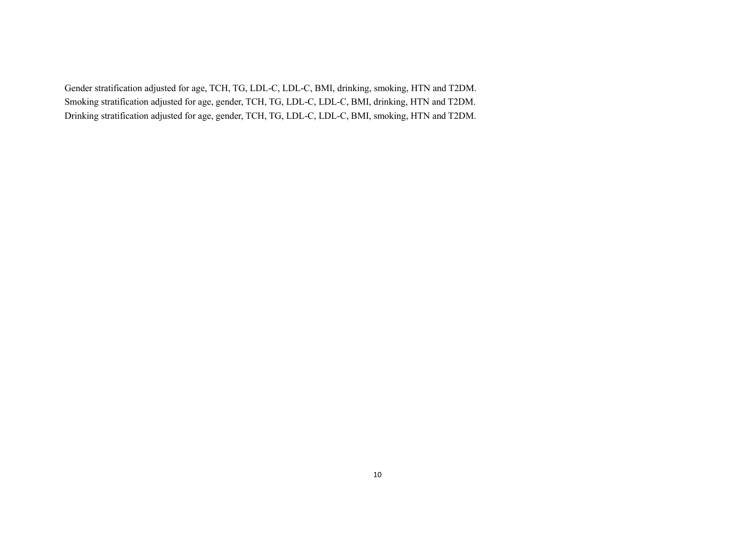Gender stratification adjusted for age, TCH, TG, LDL-C, LDL-C, BMI, drinking, smoking, HTN and T2DM.
Smoking stratification adjusted for age, gender, TCH, TG, LDL-C, LDL-C, BMI, drinking, HTN and T2DM.
Drinking stratification adjusted for age, gender, TCH, TG, LDL-C, LDL-C, BMI, smoking, HTN and T2DM.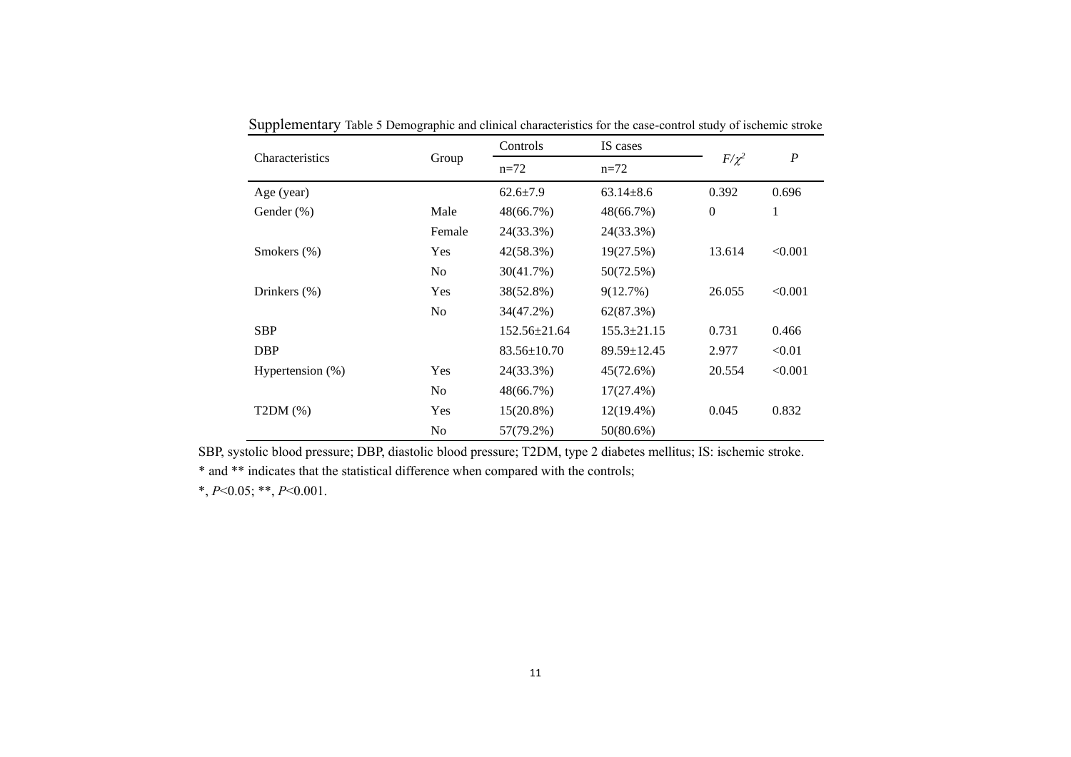Supplementary Table 5 Demographic and clinical characteristics for the case-control study of ischemic stroke

| Characteristics | Group | Controls | IS cases | $F/\chi^2$ | $P$ |
|---|---|---|---|---|---|
| | | n=72 | n=72 | | |
| Age (year) | | 62.6±7.9 | 63.14±8.6 | 0.392 | 0.696 |
| Gender (%) | Male | 48(66.7%) | 48(66.7%) | 0 | 1 |
| | Female | 24(33.3%) | 24(33.3%) | | |
| Smokers (%) | Yes | 42(58.3%) | 19(27.5%) | 13.614 | <0.001 |
| | No | 30(41.7%) | 50(72.5%) | | |
| Drinkers (%) | Yes | 38(52.8%) | 9(12.7%) | 26.055 | <0.001 |
| | No | 34(47.2%) | 62(87.3%) | | |
| SBP | | 152.56±21.64 | 155.3±21.15 | 0.731 | 0.466 |
| DBP | | 83.56±10.70 | 89.59±12.45 | 2.977 | <0.01 |
| Hypertension (%) | Yes | 24(33.3%) | 45(72.6%) | 20.554 | <0.001 |
| | No | 48(66.7%) | 17(27.4%) | | |
| T2DM (%) | Yes | 15(20.8%) | 12(19.4%) | 0.045 | 0.832 |
| | No | 57(79.2%) | 50(80.6%) | | |

SBP, systolic blood pressure; DBP, diastolic blood pressure; T2DM, type 2 diabetes mellitus; IS: ischemic stroke.

* and ** indicates that the statistical difference when compared with the controls;

*, $P$<0.05; **, $P$<0.001.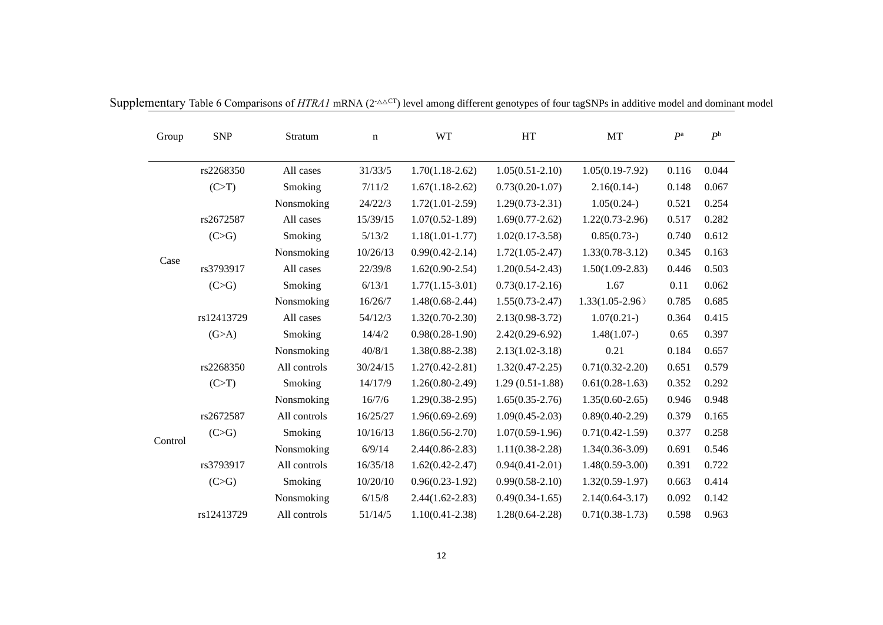Supplementary Table 6 Comparisons of *HTRA1* mRNA ($2^{-\triangle\triangle CT}$) level among different genotypes of four tagSNPs in additive model and dominant model

| Group | SNP | Stratum | n | WT | HT | MT | $P^a$ | $P^b$ |
|---|---|---|---|---|---|---|---|---|
| Case | rs2268350 | All cases | 31/33/5 | 1.70(1.18-2.62) | 1.05(0.51-2.10) | 1.05(0.19-7.92) | 0.116 | 0.044 |
| | (C>T) | Smoking | 7/11/2 | 1.67(1.18-2.62) | 0.73(0.20-1.07) | 2.16(0.14-) | 0.148 | 0.067 |
| | | Nonsmoking | 24/22/3 | 1.72(1.01-2.59) | 1.29(0.73-2.31) | 1.05(0.24-) | 0.521 | 0.254 |
| | rs2672587 | All cases | 15/39/15 | 1.07(0.52-1.89) | 1.69(0.77-2.62) | 1.22(0.73-2.96) | 0.517 | 0.282 |
| | (C>G) | Smoking | 5/13/2 | 1.18(1.01-1.77) | 1.02(0.17-3.58) | 0.85(0.73-) | 0.740 | 0.612 |
| | | Nonsmoking | 10/26/13 | 0.99(0.42-2.14) | 1.72(1.05-2.47) | 1.33(0.78-3.12) | 0.345 | 0.163 |
| | rs3793917 | All cases | 22/39/8 | 1.62(0.90-2.54) | 1.20(0.54-2.43) | 1.50(1.09-2.83) | 0.446 | 0.503 |
| | (C>G) | Smoking | 6/13/1 | 1.77(1.15-3.01) | 0.73(0.17-2.16) | 1.67 | 0.11 | 0.062 |
| | | Nonsmoking | 16/26/7 | 1.48(0.68-2.44) | 1.55(0.73-2.47) | 1.33(1.05-2.96） | 0.785 | 0.685 |
| | rs12413729 | All cases | 54/12/3 | 1.32(0.70-2.30) | 2.13(0.98-3.72) | 1.07(0.21-) | 0.364 | 0.415 |
| | (G>A) | Smoking | 14/4/2 | 0.98(0.28-1.90) | 2.42(0.29-6.92) | 1.48(1.07-) | 0.65 | 0.397 |
| | | Nonsmoking | 40/8/1 | 1.38(0.88-2.38) | 2.13(1.02-3.18) | 0.21 | 0.184 | 0.657 |
| Control | rs2268350 | All controls | 30/24/15 | 1.27(0.42-2.81) | 1.32(0.47-2.25) | 0.71(0.32-2.20) | 0.651 | 0.579 |
| | (C>T) | Smoking | 14/17/9 | 1.26(0.80-2.49) | 1.29 (0.51-1.88) | 0.61(0.28-1.63) | 0.352 | 0.292 |
| | | Nonsmoking | 16/7/6 | 1.29(0.38-2.95) | 1.65(0.35-2.76) | 1.35(0.60-2.65) | 0.946 | 0.948 |
| | rs2672587 | All controls | 16/25/27 | 1.96(0.69-2.69) | 1.09(0.45-2.03) | 0.89(0.40-2.29) | 0.379 | 0.165 |
| | (C>G) | Smoking | 10/16/13 | 1.86(0.56-2.70) | 1.07(0.59-1.96) | 0.71(0.42-1.59) | 0.377 | 0.258 |
| | | Nonsmoking | 6/9/14 | 2.44(0.86-2.83) | 1.11(0.38-2.28) | 1.34(0.36-3.09) | 0.691 | 0.546 |
| | rs3793917 | All controls | 16/35/18 | 1.62(0.42-2.47) | 0.94(0.41-2.01) | 1.48(0.59-3.00) | 0.391 | 0.722 |
| | (C>G) | Smoking | 10/20/10 | 0.96(0.23-1.92) | 0.99(0.58-2.10) | 1.32(0.59-1.97) | 0.663 | 0.414 |
| | | Nonsmoking | 6/15/8 | 2.44(1.62-2.83) | 0.49(0.34-1.65) | 2.14(0.64-3.17) | 0.092 | 0.142 |
| | rs12413729 | All controls | 51/14/5 | 1.10(0.41-2.38) | 1.28(0.64-2.28) | 0.71(0.38-1.73) | 0.598 | 0.963 |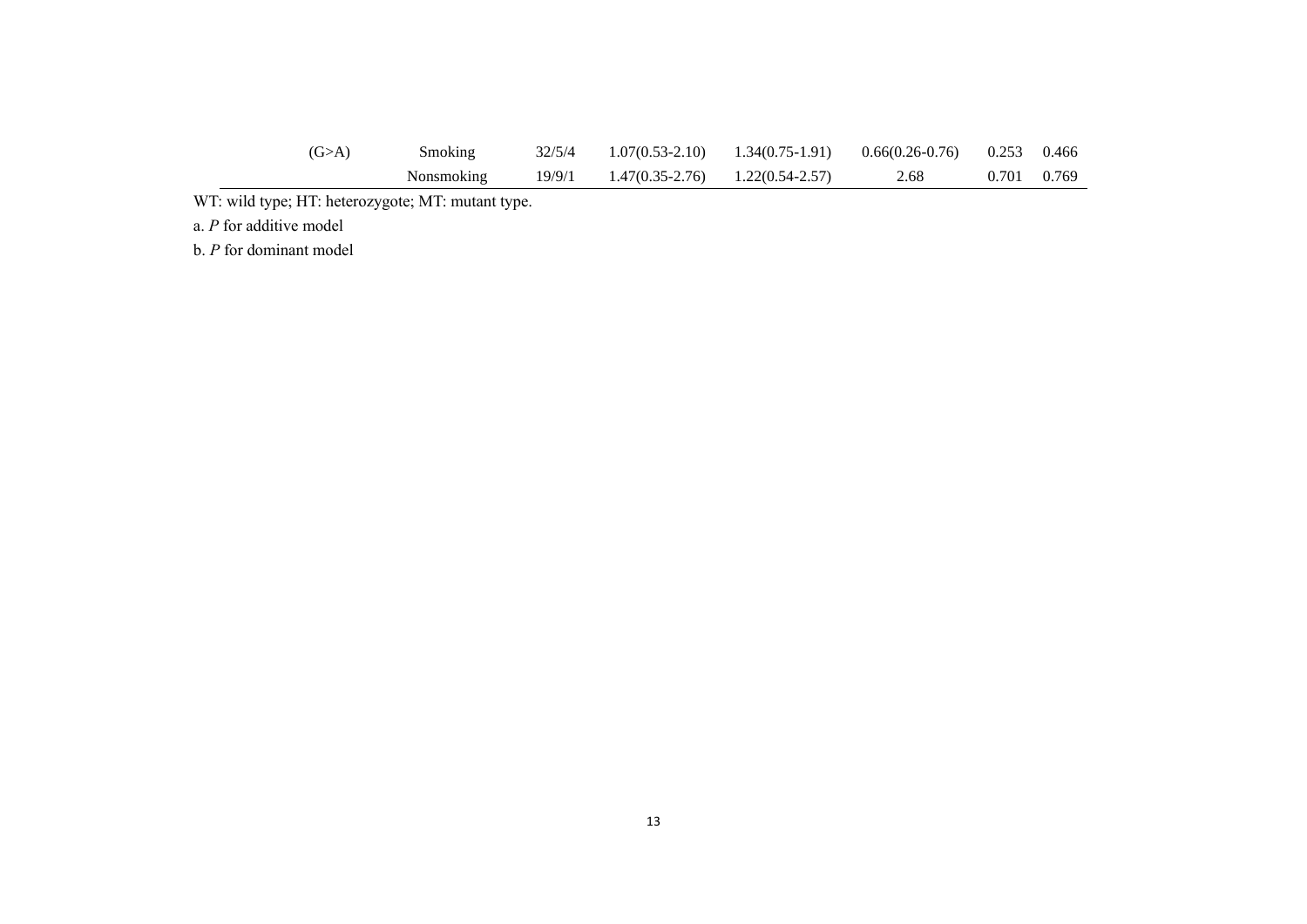| | | | | | | | |
|---|---|---|---|---|---|---|---|
| (G>A) | Smoking | 32/5/4 | 1.07(0.53-2.10) | 1.34(0.75-1.91) | 0.66(0.26-0.76) | 0.253 | 0.466 |
| | Nonsmoking | 19/9/1 | 1.47(0.35-2.76) | 1.22(0.54-2.57) | 2.68 | 0.701 | 0.769 |

WT: wild type; HT: heterozygote; MT: mutant type.

a. *P* for additive model

b. *P* for dominant model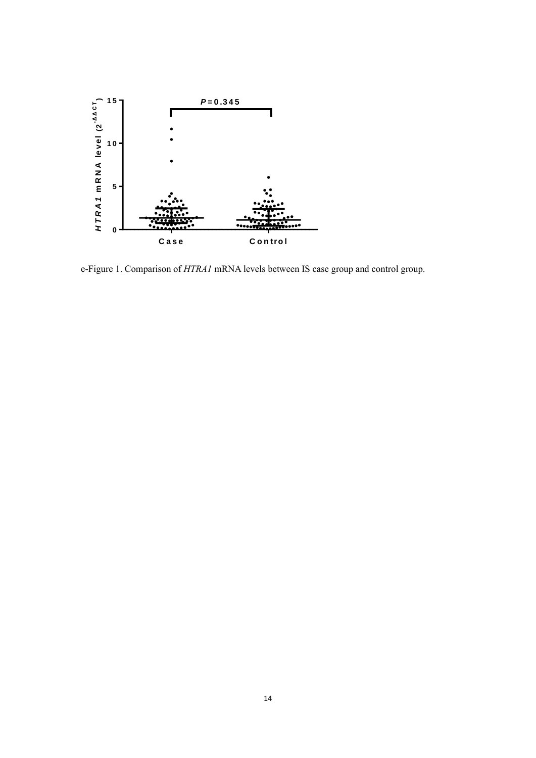*HTRA1* mRNA level ($2^{-\Delta\Delta CT}$)

15

10

5

0

*P* = 0.345

Case

Control

e-Figure 1. Comparison of *HTRA1* mRNA levels between IS case group and control group.